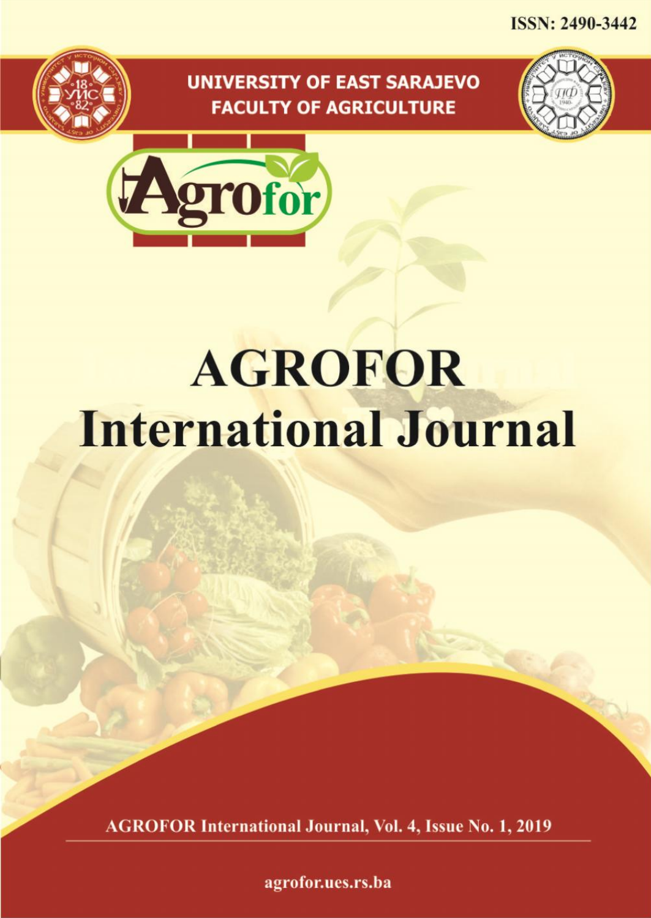ISSN: 2490-3442

UNIVERSITY OF EAST SARAJEVO
FACULTY OF AGRICULTURE

Agrofor

# AGROFOR International Journal

AGROFOR International Journal, Vol. 4, Issue No. 1, 2019

agrofor.ues.rs.ba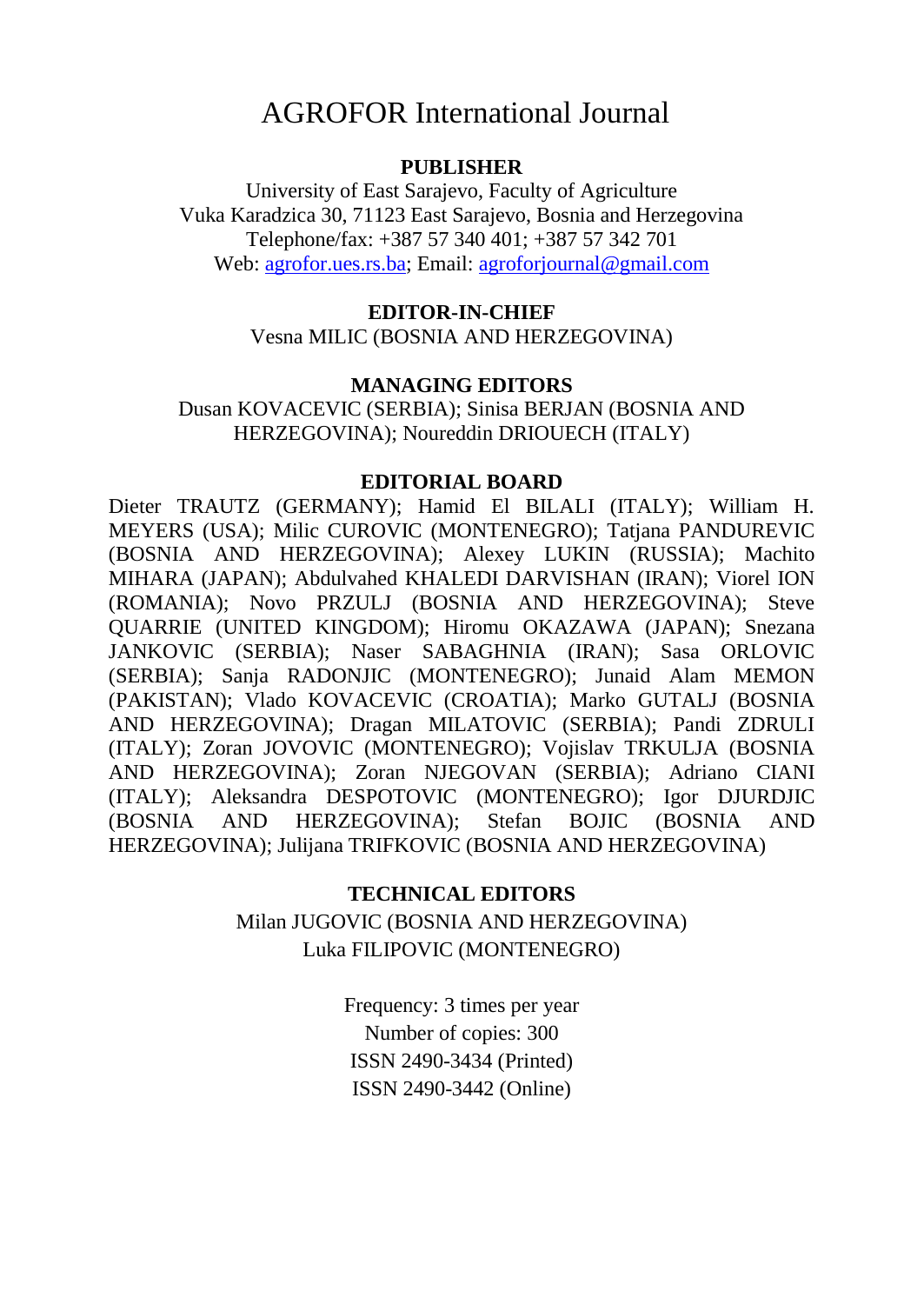# AGROFOR International Journal

**PUBLISHER**

University of East Sarajevo, Faculty of Agriculture
Vuka Karadzica 30, 71123 East Sarajevo, Bosnia and Herzegovina
Telephone/fax: +387 57 340 401; +387 57 342 701
Web: [agrofor.ues.rs.ba](agrofor.ues.rs.ba); Email: [agroforjournal@gmail.com](mailto:agroforjournal@gmail.com)

**EDITOR-IN-CHIEF**

Vesna MILIC (BOSNIA AND HERZEGOVINA)

**MANAGING EDITORS**

Dusan KOVACEVIC (SERBIA); Sinisa BERJAN (BOSNIA AND HERZEGOVINA); Noureddin DRIOUECH (ITALY)

**EDITORIAL BOARD**

Dieter TRAUTZ (GERMANY); Hamid El BILALI (ITALY); William H. MEYERS (USA); Milic CUROVIC (MONTENEGRO); Tatjana PANDUREVIC (BOSNIA AND HERZEGOVINA); Alexey LUKIN (RUSSIA); Machito MIHARA (JAPAN); Abdulvahed KHALEDI DARVISHAN (IRAN); Viorel ION (ROMANIA); Novo PRZULJ (BOSNIA AND HERZEGOVINA); Steve QUARRIE (UNITED KINGDOM); Hiromu OKAZAWA (JAPAN); Snezana JANKOVIC (SERBIA); Naser SABAGHNIA (IRAN); Sasa ORLOVIC (SERBIA); Sanja RADONJIC (MONTENEGRO); Junaid Alam MEMON (PAKISTAN); Vlado KOVACEVIC (CROATIA); Marko GUTALJ (BOSNIA AND HERZEGOVINA); Dragan MILATOVIC (SERBIA); Pandi ZDRULI (ITALY); Zoran JOVOVIC (MONTENEGRO); Vojislav TRKULJA (BOSNIA AND HERZEGOVINA); Zoran NJEGOVAN (SERBIA); Adriano CIANI (ITALY); Aleksandra DESPOTOVIC (MONTENEGRO); Igor DJURDJIC (BOSNIA AND HERZEGOVINA); Stefan BOJIC (BOSNIA AND HERZEGOVINA); Julijana TRIFKOVIC (BOSNIA AND HERZEGOVINA)

**TECHNICAL EDITORS**

Milan JUGOVIC (BOSNIA AND HERZEGOVINA)
Luka FILIPOVIC (MONTENEGRO)

Frequency: 3 times per year
Number of copies: 300
ISSN 2490-3434 (Printed)
ISSN 2490-3442 (Online)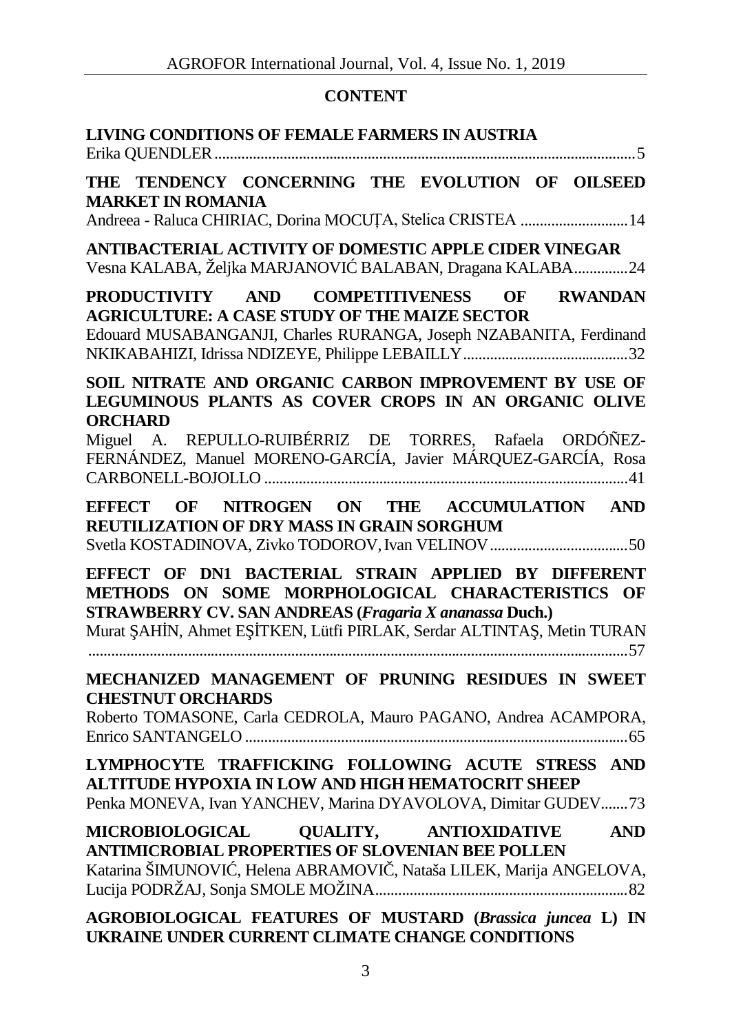# CONTENT

**LIVING CONDITIONS OF FEMALE FARMERS IN AUSTRIA**
Erika QUENDLER ............................................................................................................. 5

**THE TENDENCY CONCERNING THE EVOLUTION OF OILSEED MARKET IN ROMANIA**
Andreea - Raluca CHIRIAC, Dorina MOCUȚA, Stelica CRISTEA ............................ 14

**ANTIBACTERIAL ACTIVITY OF DOMESTIC APPLE CIDER VINEGAR**
Vesna KALABA, Željka MARJANOVIĆ BALABAN, Dragana KALABA .............. 24

**PRODUCTIVITY AND COMPETITIVENESS OF RWANDAN AGRICULTURE: A CASE STUDY OF THE MAIZE SECTOR**
Edouard MUSABANGANJI, Charles RURANGA, Joseph NZABANITA, Ferdinand NKIKABAHIZI, Idrissa NDIZEYE, Philippe LEBAILLY ........................................... 32

**SOIL NITRATE AND ORGANIC CARBON IMPROVEMENT BY USE OF LEGUMINOUS PLANTS AS COVER CROPS IN AN ORGANIC OLIVE ORCHARD**
Miguel A. REPULLO-RUIBÉRRIZ DE TORRES, Rafaela ORDÓÑEZ-FERNÁNDEZ, Manuel MORENO-GARCÍA, Javier MÁRQUEZ-GARCÍA, Rosa CARBONELL-BOJOLLO ............................................................................................ 41

**EFFECT OF NITROGEN ON THE ACCUMULATION AND REUTILIZATION OF DRY MASS IN GRAIN SORGHUM**
Svetla KOSTADINOVA, Zivko TODOROV, Ivan VELINOV .................................... 50

**EFFECT OF DN1 BACTERIAL STRAIN APPLIED BY DIFFERENT METHODS ON SOME MORPHOLOGICAL CHARACTERISTICS OF STRAWBERRY CV. SAN ANDREAS (*Fragaria X ananassa* Duch.)**
Murat ŞAHİN, Ahmet EŞİTKEN, Lütfi PIRLAK, Serdar ALTINTAŞ, Metin TURAN ............................................................................................................................ 57

**MECHANIZED MANAGEMENT OF PRUNING RESIDUES IN SWEET CHESTNUT ORCHARDS**
Roberto TOMASONE, Carla CEDROLA, Mauro PAGANO, Andrea ACAMPORA, Enrico SANTANGELO ................................................................................................... 65

**LYMPHOCYTE TRAFFICKING FOLLOWING ACUTE STRESS AND ALTITUDE HYPOXIA IN LOW AND HIGH HEMATOCRIT SHEEP**
Penka MONEVA, Ivan YANCHEV, Marina DYAVOLOVA, Dimitar GUDEV ....... 73

**MICROBIOLOGICAL QUALITY, ANTIOXIDATIVE AND ANTIMICROBIAL PROPERTIES OF SLOVENIAN BEE POLLEN**
Katarina ŠIMUNOVIĆ, Helena ABRAMOVIČ, Nataša LILEK, Marija ANGELOVA, Lucija PODRŽAJ, Sonja SMOLE MOŽINA ................................................................. 82

**AGROBIOLOGICAL FEATURES OF MUSTARD (*Brassica juncea* L) IN UKRAINE UNDER CURRENT CLIMATE CHANGE CONDITIONS**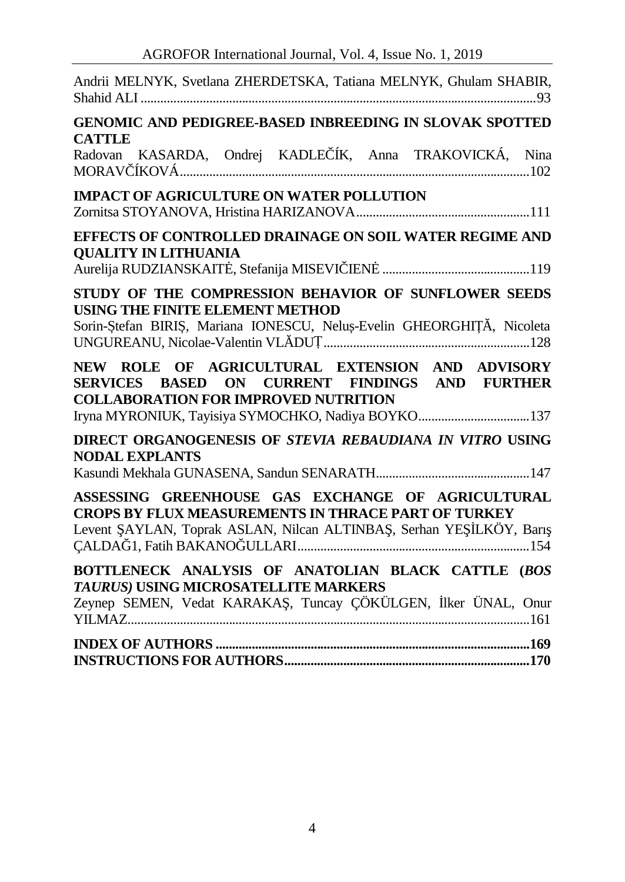Andrii MELNYK, Svetlana ZHERDETSKA, Tatiana MELNYK, Ghulam SHABIR, Shahid ALI ........................................................................................................................93

**GENOMIC AND PEDIGREE-BASED INBREEDING IN SLOVAK SPOTTED CATTLE**
Radovan KASARDA, Ondrej KADLEČÍK, Anna TRAKOVICKÁ, Nina MORAVČÍKOVÁ..........................................................................................................102

**IMPACT OF AGRICULTURE ON WATER POLLUTION**
Zornitsa STOYANOVA, Hristina HARIZANOVA.....................................................111

**EFFECTS OF CONTROLLED DRAINAGE ON SOIL WATER REGIME AND QUALITY IN LITHUANIA**
Aurelija RUDZIANSKAITĖ, Stefanija MISEVIČIENĖ .............................................119

**STUDY OF THE COMPRESSION BEHAVIOR OF SUNFLOWER SEEDS USING THE FINITE ELEMENT METHOD**
Sorin-Ștefan BIRIȘ, Mariana IONESCU, Neluș-Evelin GHEORGHIȚĂ, Nicoleta UNGUREANU, Nicolae-Valentin VLĂDUȚ...............................................................128

**NEW ROLE OF AGRICULTURAL EXTENSION AND ADVISORY SERVICES BASED ON CURRENT FINDINGS AND FURTHER COLLABORATION FOR IMPROVED NUTRITION**
Iryna MYRONIUK, Tayisiya SYMOCHKO, Nadiya BOYKO..................................137

**DIRECT ORGANOGENESIS OF *STEVIA REBAUDIANA IN VITRO* USING NODAL EXPLANTS**
Kasundi Mekhala GUNASENA, Sandun SENARATH...............................................147

**ASSESSING GREENHOUSE GAS EXCHANGE OF AGRICULTURAL CROPS BY FLUX MEASUREMENTS IN THRACE PART OF TURKEY**
Levent ŞAYLAN, Toprak ASLAN, Nilcan ALTINBAŞ, Serhan YEŞİLKÖY, Barış ÇALDAĞ1, Fatih BAKANOĞULLARI.......................................................................154

**BOTTLENECK ANALYSIS OF ANATOLIAN BLACK CATTLE (*BOS TAURUS)* USING MICROSATELLITE MARKERS**
Zeynep SEMEN, Vedat KARAKAŞ, Tuncay ÇÖKÜLGEN, İlker ÜNAL, Onur YILMAZ...........................................................................................................161

**INDEX OF AUTHORS ...............................................................................................169**
**INSTRUCTIONS FOR AUTHORS..........................................................................170**